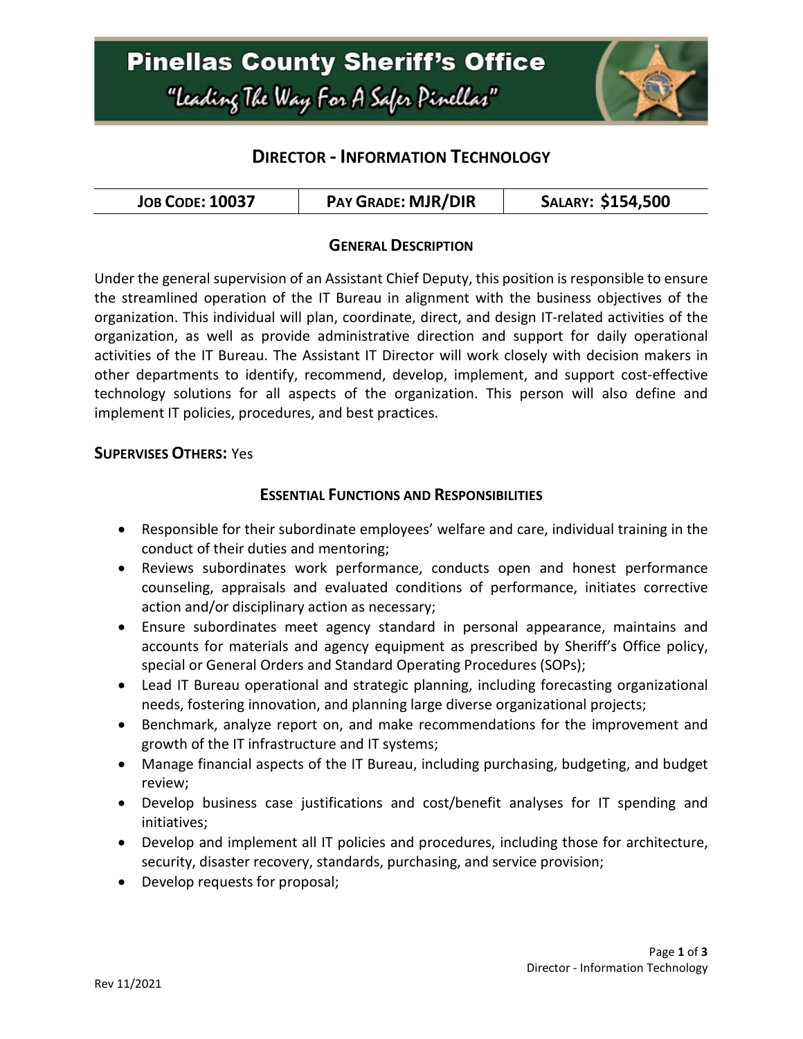# Pinellas County Sheriff's Office

"Leading The Way For A Safer Pinellas"

## DIRECTOR - INFORMATION TECHNOLOGY

| JOB CODE: 10037 | PAY GRADE: MJR/DIR | SALARY: $154,500 |
|---|---|---|

### GENERAL DESCRIPTION

Under the general supervision of an Assistant Chief Deputy, this position is responsible to ensure the streamlined operation of the IT Bureau in alignment with the business objectives of the organization. This individual will plan, coordinate, direct, and design IT-related activities of the organization, as well as provide administrative direction and support for daily operational activities of the IT Bureau. The Assistant IT Director will work closely with decision makers in other departments to identify, recommend, develop, implement, and support cost-effective technology solutions for all aspects of the organization. This person will also define and implement IT policies, procedures, and best practices.

**SUPERVISES OTHERS:** Yes

### ESSENTIAL FUNCTIONS AND RESPONSIBILITIES

- Responsible for their subordinate employees' welfare and care, individual training in the conduct of their duties and mentoring;
- Reviews subordinates work performance, conducts open and honest performance counseling, appraisals and evaluated conditions of performance, initiates corrective action and/or disciplinary action as necessary;
- Ensure subordinates meet agency standard in personal appearance, maintains and accounts for materials and agency equipment as prescribed by Sheriff's Office policy, special or General Orders and Standard Operating Procedures (SOPs);
- Lead IT Bureau operational and strategic planning, including forecasting organizational needs, fostering innovation, and planning large diverse organizational projects;
- Benchmark, analyze report on, and make recommendations for the improvement and growth of the IT infrastructure and IT systems;
- Manage financial aspects of the IT Bureau, including purchasing, budgeting, and budget review;
- Develop business case justifications and cost/benefit analyses for IT spending and initiatives;
- Develop and implement all IT policies and procedures, including those for architecture, security, disaster recovery, standards, purchasing, and service provision;
- Develop requests for proposal;

Rev 11/2021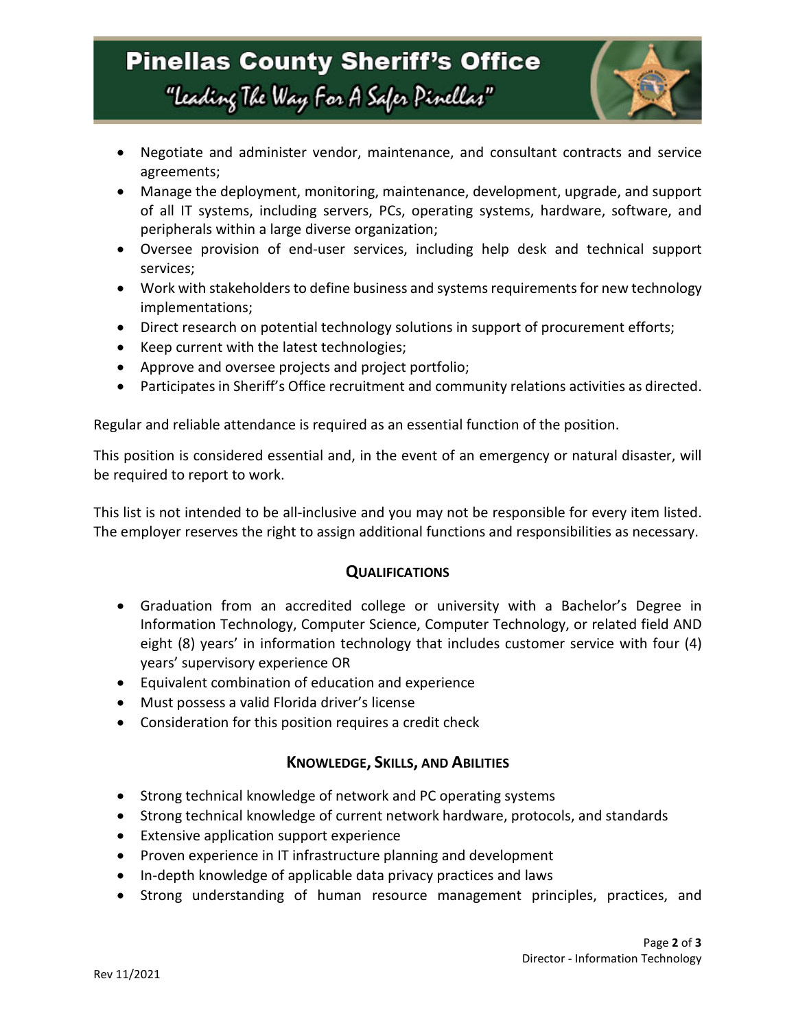- Negotiate and administer vendor, maintenance, and consultant contracts and service agreements;
- Manage the deployment, monitoring, maintenance, development, upgrade, and support of all IT systems, including servers, PCs, operating systems, hardware, software, and peripherals within a large diverse organization;
- Oversee provision of end-user services, including help desk and technical support services;
- Work with stakeholders to define business and systems requirements for new technology implementations;
- Direct research on potential technology solutions in support of procurement efforts;
- Keep current with the latest technologies;
- Approve and oversee projects and project portfolio;
- Participates in Sheriff's Office recruitment and community relations activities as directed.

Regular and reliable attendance is required as an essential function of the position.

This position is considered essential and, in the event of an emergency or natural disaster, will be required to report to work.

This list is not intended to be all-inclusive and you may not be responsible for every item listed. The employer reserves the right to assign additional functions and responsibilities as necessary.

## QUALIFICATIONS

- Graduation from an accredited college or university with a Bachelor's Degree in Information Technology, Computer Science, Computer Technology, or related field AND eight (8) years' in information technology that includes customer service with four (4) years' supervisory experience OR
- Equivalent combination of education and experience
- Must possess a valid Florida driver's license
- Consideration for this position requires a credit check

## KNOWLEDGE, SKILLS, AND ABILITIES

- Strong technical knowledge of network and PC operating systems
- Strong technical knowledge of current network hardware, protocols, and standards
- Extensive application support experience
- Proven experience in IT infrastructure planning and development
- In-depth knowledge of applicable data privacy practices and laws
- Strong understanding of human resource management principles, practices, and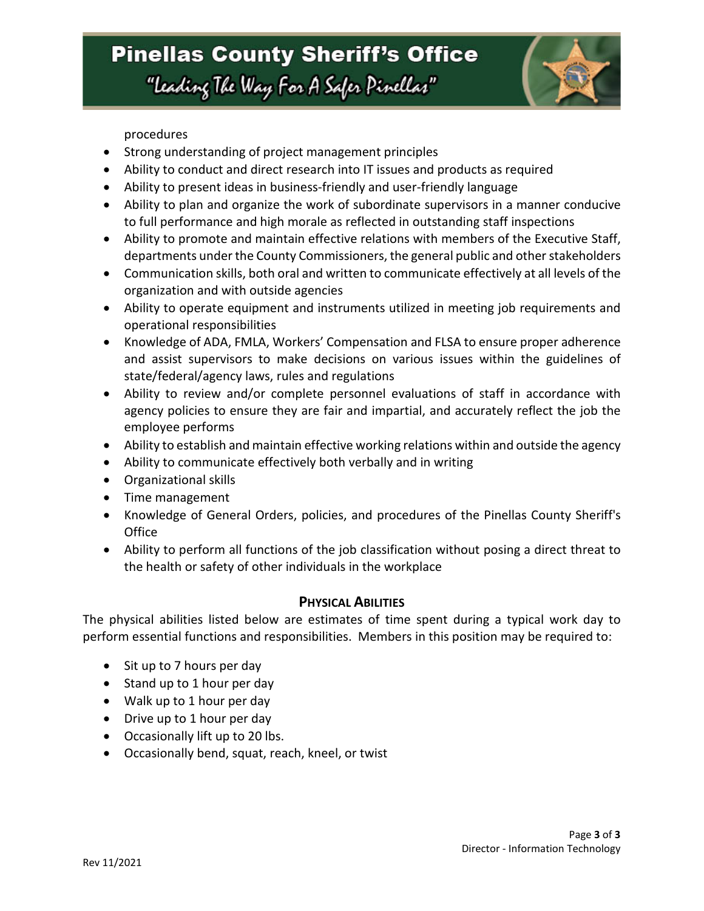procedures

- Strong understanding of project management principles
- Ability to conduct and direct research into IT issues and products as required
- Ability to present ideas in business-friendly and user-friendly language
- Ability to plan and organize the work of subordinate supervisors in a manner conducive to full performance and high morale as reflected in outstanding staff inspections
- Ability to promote and maintain effective relations with members of the Executive Staff, departments under the County Commissioners, the general public and other stakeholders
- Communication skills, both oral and written to communicate effectively at all levels of the organization and with outside agencies
- Ability to operate equipment and instruments utilized in meeting job requirements and operational responsibilities
- Knowledge of ADA, FMLA, Workers' Compensation and FLSA to ensure proper adherence and assist supervisors to make decisions on various issues within the guidelines of state/federal/agency laws, rules and regulations
- Ability to review and/or complete personnel evaluations of staff in accordance with agency policies to ensure they are fair and impartial, and accurately reflect the job the employee performs
- Ability to establish and maintain effective working relations within and outside the agency
- Ability to communicate effectively both verbally and in writing
- Organizational skills
- Time management
- Knowledge of General Orders, policies, and procedures of the Pinellas County Sheriff's Office
- Ability to perform all functions of the job classification without posing a direct threat to the health or safety of other individuals in the workplace

## Physical Abilities

The physical abilities listed below are estimates of time spent during a typical work day to perform essential functions and responsibilities. Members in this position may be required to:

- Sit up to 7 hours per day
- Stand up to 1 hour per day
- Walk up to 1 hour per day
- Drive up to 1 hour per day
- Occasionally lift up to 20 lbs.
- Occasionally bend, squat, reach, kneel, or twist